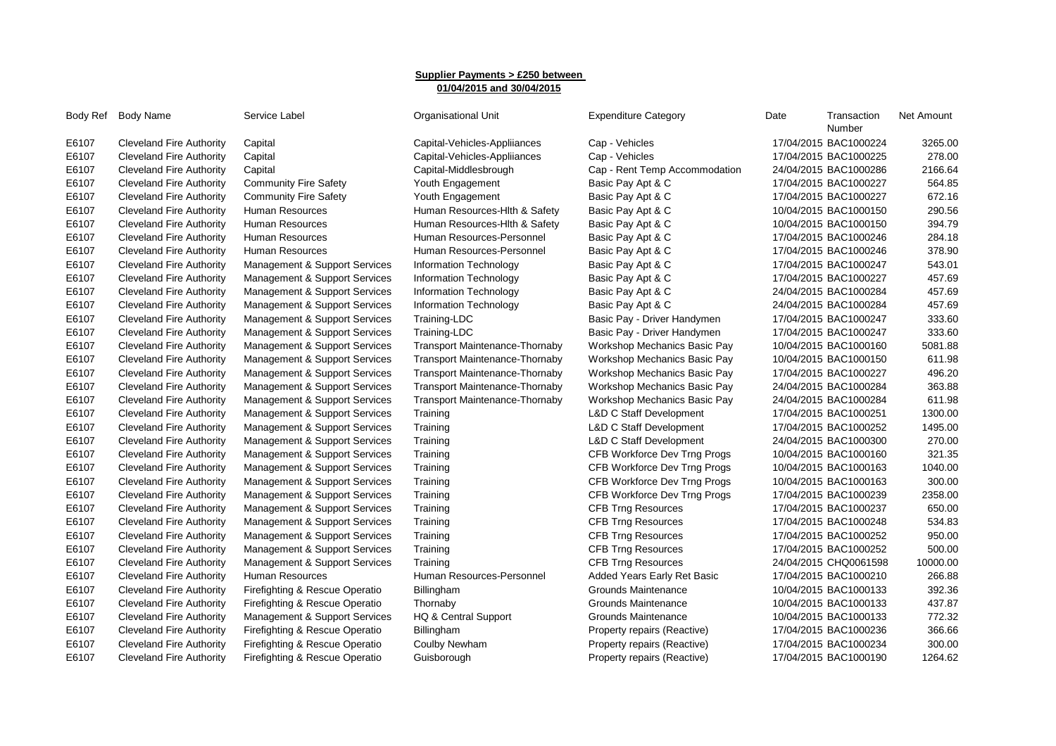**Supplier Payments > £250 between 01/04/2015 and 30/04/2015**

| Body Ref | Body Name | Service Label | Organisational Unit | Expenditure Category | Date | Transaction Number | Net Amount |
|---|---|---|---|---|---|---|---|
| E6107 | Cleveland Fire Authority | Capital | Capital-Vehicles-Appliiances | Cap - Vehicles | 17/04/2015 | BAC1000224 | 3265.00 |
| E6107 | Cleveland Fire Authority | Capital | Capital-Vehicles-Appliiances | Cap - Vehicles | 17/04/2015 | BAC1000225 | 278.00 |
| E6107 | Cleveland Fire Authority | Capital | Capital-Middlesbrough | Cap - Rent Temp Accommodation | 24/04/2015 | BAC1000286 | 2166.64 |
| E6107 | Cleveland Fire Authority | Community Fire Safety | Youth Engagement | Basic Pay Apt & C | 17/04/2015 | BAC1000227 | 564.85 |
| E6107 | Cleveland Fire Authority | Community Fire Safety | Youth Engagement | Basic Pay Apt & C | 17/04/2015 | BAC1000227 | 672.16 |
| E6107 | Cleveland Fire Authority | Human Resources | Human Resources-Hlth & Safety | Basic Pay Apt & C | 10/04/2015 | BAC1000150 | 290.56 |
| E6107 | Cleveland Fire Authority | Human Resources | Human Resources-Hlth & Safety | Basic Pay Apt & C | 10/04/2015 | BAC1000150 | 394.79 |
| E6107 | Cleveland Fire Authority | Human Resources | Human Resources-Personnel | Basic Pay Apt & C | 17/04/2015 | BAC1000246 | 284.18 |
| E6107 | Cleveland Fire Authority | Human Resources | Human Resources-Personnel | Basic Pay Apt & C | 17/04/2015 | BAC1000246 | 378.90 |
| E6107 | Cleveland Fire Authority | Management & Support Services | Information Technology | Basic Pay Apt & C | 17/04/2015 | BAC1000247 | 543.01 |
| E6107 | Cleveland Fire Authority | Management & Support Services | Information Technology | Basic Pay Apt & C | 17/04/2015 | BAC1000227 | 457.69 |
| E6107 | Cleveland Fire Authority | Management & Support Services | Information Technology | Basic Pay Apt & C | 24/04/2015 | BAC1000284 | 457.69 |
| E6107 | Cleveland Fire Authority | Management & Support Services | Information Technology | Basic Pay Apt & C | 24/04/2015 | BAC1000284 | 457.69 |
| E6107 | Cleveland Fire Authority | Management & Support Services | Training-LDC | Basic Pay - Driver Handymen | 17/04/2015 | BAC1000247 | 333.60 |
| E6107 | Cleveland Fire Authority | Management & Support Services | Training-LDC | Basic Pay - Driver Handymen | 17/04/2015 | BAC1000247 | 333.60 |
| E6107 | Cleveland Fire Authority | Management & Support Services | Transport Maintenance-Thornaby | Workshop Mechanics Basic Pay | 10/04/2015 | BAC1000160 | 5081.88 |
| E6107 | Cleveland Fire Authority | Management & Support Services | Transport Maintenance-Thornaby | Workshop Mechanics Basic Pay | 10/04/2015 | BAC1000150 | 611.98 |
| E6107 | Cleveland Fire Authority | Management & Support Services | Transport Maintenance-Thornaby | Workshop Mechanics Basic Pay | 17/04/2015 | BAC1000227 | 496.20 |
| E6107 | Cleveland Fire Authority | Management & Support Services | Transport Maintenance-Thornaby | Workshop Mechanics Basic Pay | 24/04/2015 | BAC1000284 | 363.88 |
| E6107 | Cleveland Fire Authority | Management & Support Services | Transport Maintenance-Thornaby | Workshop Mechanics Basic Pay | 24/04/2015 | BAC1000284 | 611.98 |
| E6107 | Cleveland Fire Authority | Management & Support Services | Training | L&D C Staff Development | 17/04/2015 | BAC1000251 | 1300.00 |
| E6107 | Cleveland Fire Authority | Management & Support Services | Training | L&D C Staff Development | 17/04/2015 | BAC1000252 | 1495.00 |
| E6107 | Cleveland Fire Authority | Management & Support Services | Training | L&D C Staff Development | 24/04/2015 | BAC1000300 | 270.00 |
| E6107 | Cleveland Fire Authority | Management & Support Services | Training | CFB Workforce Dev Trng Progs | 10/04/2015 | BAC1000160 | 321.35 |
| E6107 | Cleveland Fire Authority | Management & Support Services | Training | CFB Workforce Dev Trng Progs | 10/04/2015 | BAC1000163 | 1040.00 |
| E6107 | Cleveland Fire Authority | Management & Support Services | Training | CFB Workforce Dev Trng Progs | 10/04/2015 | BAC1000163 | 300.00 |
| E6107 | Cleveland Fire Authority | Management & Support Services | Training | CFB Workforce Dev Trng Progs | 17/04/2015 | BAC1000239 | 2358.00 |
| E6107 | Cleveland Fire Authority | Management & Support Services | Training | CFB Trng Resources | 17/04/2015 | BAC1000237 | 650.00 |
| E6107 | Cleveland Fire Authority | Management & Support Services | Training | CFB Trng Resources | 17/04/2015 | BAC1000248 | 534.83 |
| E6107 | Cleveland Fire Authority | Management & Support Services | Training | CFB Trng Resources | 17/04/2015 | BAC1000252 | 950.00 |
| E6107 | Cleveland Fire Authority | Management & Support Services | Training | CFB Trng Resources | 17/04/2015 | BAC1000252 | 500.00 |
| E6107 | Cleveland Fire Authority | Management & Support Services | Training | CFB Trng Resources | 24/04/2015 | CHQ0061598 | 10000.00 |
| E6107 | Cleveland Fire Authority | Human Resources | Human Resources-Personnel | Added Years Early Ret Basic | 17/04/2015 | BAC1000210 | 266.88 |
| E6107 | Cleveland Fire Authority | Firefighting & Rescue Operatio | Billingham | Grounds Maintenance | 10/04/2015 | BAC1000133 | 392.36 |
| E6107 | Cleveland Fire Authority | Firefighting & Rescue Operatio | Thornaby | Grounds Maintenance | 10/04/2015 | BAC1000133 | 437.87 |
| E6107 | Cleveland Fire Authority | Management & Support Services | HQ & Central Support | Grounds Maintenance | 10/04/2015 | BAC1000133 | 772.32 |
| E6107 | Cleveland Fire Authority | Firefighting & Rescue Operatio | Billingham | Property repairs (Reactive) | 17/04/2015 | BAC1000236 | 366.66 |
| E6107 | Cleveland Fire Authority | Firefighting & Rescue Operatio | Coulby Newham | Property repairs (Reactive) | 17/04/2015 | BAC1000234 | 300.00 |
| E6107 | Cleveland Fire Authority | Firefighting & Rescue Operatio | Guisborough | Property repairs (Reactive) | 17/04/2015 | BAC1000190 | 1264.62 |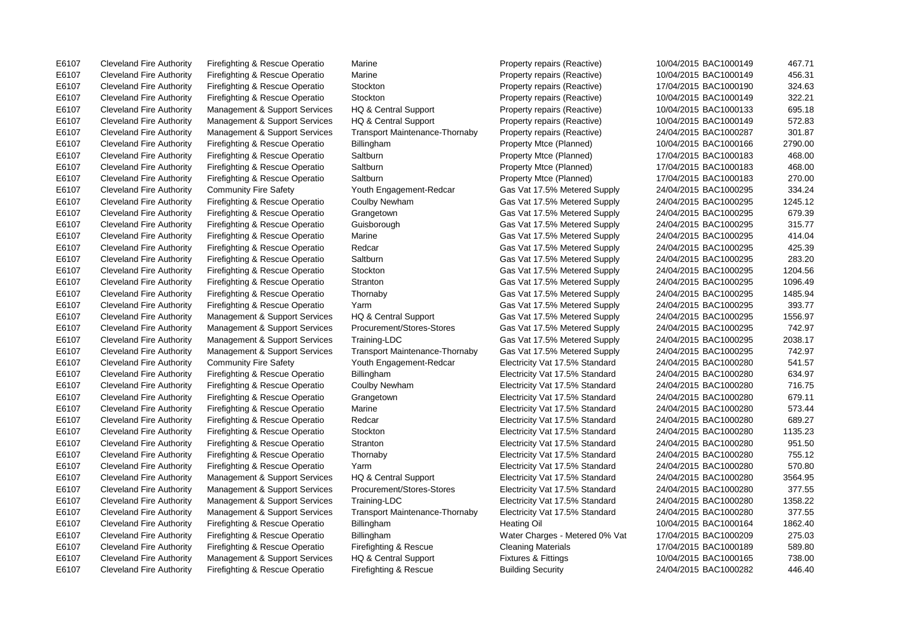| | | | | | | | |
|---|---|---|---|---|---|---|---|
| E6107 | Cleveland Fire Authority | Firefighting & Rescue Operatio | Marine | Property repairs (Reactive) | 10/04/2015 | BAC1000149 | 467.71 |
| E6107 | Cleveland Fire Authority | Firefighting & Rescue Operatio | Marine | Property repairs (Reactive) | 10/04/2015 | BAC1000149 | 456.31 |
| E6107 | Cleveland Fire Authority | Firefighting & Rescue Operatio | Stockton | Property repairs (Reactive) | 17/04/2015 | BAC1000190 | 324.63 |
| E6107 | Cleveland Fire Authority | Firefighting & Rescue Operatio | Stockton | Property repairs (Reactive) | 10/04/2015 | BAC1000149 | 322.21 |
| E6107 | Cleveland Fire Authority | Management & Support Services | HQ & Central Support | Property repairs (Reactive) | 10/04/2015 | BAC1000133 | 695.18 |
| E6107 | Cleveland Fire Authority | Management & Support Services | HQ & Central Support | Property repairs (Reactive) | 10/04/2015 | BAC1000149 | 572.83 |
| E6107 | Cleveland Fire Authority | Management & Support Services | Transport Maintenance-Thornaby | Property repairs (Reactive) | 24/04/2015 | BAC1000287 | 301.87 |
| E6107 | Cleveland Fire Authority | Firefighting & Rescue Operatio | Billingham | Property Mtce (Planned) | 10/04/2015 | BAC1000166 | 2790.00 |
| E6107 | Cleveland Fire Authority | Firefighting & Rescue Operatio | Saltburn | Property Mtce (Planned) | 17/04/2015 | BAC1000183 | 468.00 |
| E6107 | Cleveland Fire Authority | Firefighting & Rescue Operatio | Saltburn | Property Mtce (Planned) | 17/04/2015 | BAC1000183 | 468.00 |
| E6107 | Cleveland Fire Authority | Firefighting & Rescue Operatio | Saltburn | Property Mtce (Planned) | 17/04/2015 | BAC1000183 | 270.00 |
| E6107 | Cleveland Fire Authority | Community Fire Safety | Youth Engagement-Redcar | Gas Vat 17.5% Metered Supply | 24/04/2015 | BAC1000295 | 334.24 |
| E6107 | Cleveland Fire Authority | Firefighting & Rescue Operatio | Coulby Newham | Gas Vat 17.5% Metered Supply | 24/04/2015 | BAC1000295 | 1245.12 |
| E6107 | Cleveland Fire Authority | Firefighting & Rescue Operatio | Grangetown | Gas Vat 17.5% Metered Supply | 24/04/2015 | BAC1000295 | 679.39 |
| E6107 | Cleveland Fire Authority | Firefighting & Rescue Operatio | Guisborough | Gas Vat 17.5% Metered Supply | 24/04/2015 | BAC1000295 | 315.77 |
| E6107 | Cleveland Fire Authority | Firefighting & Rescue Operatio | Marine | Gas Vat 17.5% Metered Supply | 24/04/2015 | BAC1000295 | 414.04 |
| E6107 | Cleveland Fire Authority | Firefighting & Rescue Operatio | Redcar | Gas Vat 17.5% Metered Supply | 24/04/2015 | BAC1000295 | 425.39 |
| E6107 | Cleveland Fire Authority | Firefighting & Rescue Operatio | Saltburn | Gas Vat 17.5% Metered Supply | 24/04/2015 | BAC1000295 | 283.20 |
| E6107 | Cleveland Fire Authority | Firefighting & Rescue Operatio | Stockton | Gas Vat 17.5% Metered Supply | 24/04/2015 | BAC1000295 | 1204.56 |
| E6107 | Cleveland Fire Authority | Firefighting & Rescue Operatio | Stranton | Gas Vat 17.5% Metered Supply | 24/04/2015 | BAC1000295 | 1096.49 |
| E6107 | Cleveland Fire Authority | Firefighting & Rescue Operatio | Thornaby | Gas Vat 17.5% Metered Supply | 24/04/2015 | BAC1000295 | 1485.94 |
| E6107 | Cleveland Fire Authority | Firefighting & Rescue Operatio | Yarm | Gas Vat 17.5% Metered Supply | 24/04/2015 | BAC1000295 | 393.77 |
| E6107 | Cleveland Fire Authority | Management & Support Services | HQ & Central Support | Gas Vat 17.5% Metered Supply | 24/04/2015 | BAC1000295 | 1556.97 |
| E6107 | Cleveland Fire Authority | Management & Support Services | Procurement/Stores-Stores | Gas Vat 17.5% Metered Supply | 24/04/2015 | BAC1000295 | 742.97 |
| E6107 | Cleveland Fire Authority | Management & Support Services | Training-LDC | Gas Vat 17.5% Metered Supply | 24/04/2015 | BAC1000295 | 2038.17 |
| E6107 | Cleveland Fire Authority | Management & Support Services | Transport Maintenance-Thornaby | Gas Vat 17.5% Metered Supply | 24/04/2015 | BAC1000295 | 742.97 |
| E6107 | Cleveland Fire Authority | Community Fire Safety | Youth Engagement-Redcar | Electricity Vat 17.5% Standard | 24/04/2015 | BAC1000280 | 541.57 |
| E6107 | Cleveland Fire Authority | Firefighting & Rescue Operatio | Billingham | Electricity Vat 17.5% Standard | 24/04/2015 | BAC1000280 | 634.97 |
| E6107 | Cleveland Fire Authority | Firefighting & Rescue Operatio | Coulby Newham | Electricity Vat 17.5% Standard | 24/04/2015 | BAC1000280 | 716.75 |
| E6107 | Cleveland Fire Authority | Firefighting & Rescue Operatio | Grangetown | Electricity Vat 17.5% Standard | 24/04/2015 | BAC1000280 | 679.11 |
| E6107 | Cleveland Fire Authority | Firefighting & Rescue Operatio | Marine | Electricity Vat 17.5% Standard | 24/04/2015 | BAC1000280 | 573.44 |
| E6107 | Cleveland Fire Authority | Firefighting & Rescue Operatio | Redcar | Electricity Vat 17.5% Standard | 24/04/2015 | BAC1000280 | 689.27 |
| E6107 | Cleveland Fire Authority | Firefighting & Rescue Operatio | Stockton | Electricity Vat 17.5% Standard | 24/04/2015 | BAC1000280 | 1135.23 |
| E6107 | Cleveland Fire Authority | Firefighting & Rescue Operatio | Stranton | Electricity Vat 17.5% Standard | 24/04/2015 | BAC1000280 | 951.50 |
| E6107 | Cleveland Fire Authority | Firefighting & Rescue Operatio | Thornaby | Electricity Vat 17.5% Standard | 24/04/2015 | BAC1000280 | 755.12 |
| E6107 | Cleveland Fire Authority | Firefighting & Rescue Operatio | Yarm | Electricity Vat 17.5% Standard | 24/04/2015 | BAC1000280 | 570.80 |
| E6107 | Cleveland Fire Authority | Management & Support Services | HQ & Central Support | Electricity Vat 17.5% Standard | 24/04/2015 | BAC1000280 | 3564.95 |
| E6107 | Cleveland Fire Authority | Management & Support Services | Procurement/Stores-Stores | Electricity Vat 17.5% Standard | 24/04/2015 | BAC1000280 | 377.55 |
| E6107 | Cleveland Fire Authority | Management & Support Services | Training-LDC | Electricity Vat 17.5% Standard | 24/04/2015 | BAC1000280 | 1358.22 |
| E6107 | Cleveland Fire Authority | Management & Support Services | Transport Maintenance-Thornaby | Electricity Vat 17.5% Standard | 24/04/2015 | BAC1000280 | 377.55 |
| E6107 | Cleveland Fire Authority | Firefighting & Rescue Operatio | Billingham | Heating Oil | 10/04/2015 | BAC1000164 | 1862.40 |
| E6107 | Cleveland Fire Authority | Firefighting & Rescue Operatio | Billingham | Water Charges - Metered 0% Vat | 17/04/2015 | BAC1000209 | 275.03 |
| E6107 | Cleveland Fire Authority | Firefighting & Rescue Operatio | Firefighting & Rescue | Cleaning Materials | 17/04/2015 | BAC1000189 | 589.80 |
| E6107 | Cleveland Fire Authority | Management & Support Services | HQ & Central Support | Fixtures & Fittings | 10/04/2015 | BAC1000165 | 738.00 |
| E6107 | Cleveland Fire Authority | Firefighting & Rescue Operatio | Firefighting & Rescue | Building Security | 24/04/2015 | BAC1000282 | 446.40 |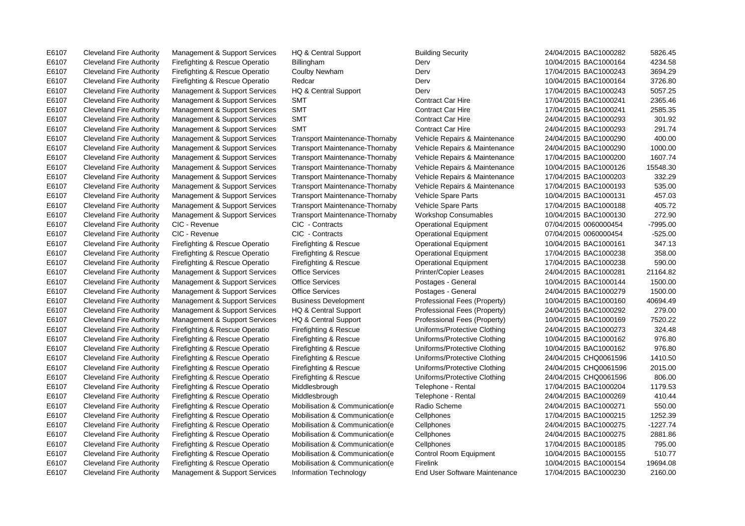| | | | | | | | |
|---|---|---|---|---|---|---|---|
| E6107 | Cleveland Fire Authority | Management & Support Services | HQ & Central Support | Building Security | 24/04/2015 | BAC1000282 | 5826.45 |
| E6107 | Cleveland Fire Authority | Firefighting & Rescue Operatio | Billingham | Derv | 10/04/2015 | BAC1000164 | 4234.58 |
| E6107 | Cleveland Fire Authority | Firefighting & Rescue Operatio | Coulby Newham | Derv | 17/04/2015 | BAC1000243 | 3694.29 |
| E6107 | Cleveland Fire Authority | Firefighting & Rescue Operatio | Redcar | Derv | 10/04/2015 | BAC1000164 | 3726.80 |
| E6107 | Cleveland Fire Authority | Management & Support Services | HQ & Central Support | Derv | 17/04/2015 | BAC1000243 | 5057.25 |
| E6107 | Cleveland Fire Authority | Management & Support Services | SMT | Contract Car Hire | 17/04/2015 | BAC1000241 | 2365.46 |
| E6107 | Cleveland Fire Authority | Management & Support Services | SMT | Contract Car Hire | 17/04/2015 | BAC1000241 | 2585.35 |
| E6107 | Cleveland Fire Authority | Management & Support Services | SMT | Contract Car Hire | 24/04/2015 | BAC1000293 | 301.92 |
| E6107 | Cleveland Fire Authority | Management & Support Services | SMT | Contract Car Hire | 24/04/2015 | BAC1000293 | 291.74 |
| E6107 | Cleveland Fire Authority | Management & Support Services | Transport Maintenance-Thornaby | Vehicle Repairs & Maintenance | 24/04/2015 | BAC1000290 | 400.00 |
| E6107 | Cleveland Fire Authority | Management & Support Services | Transport Maintenance-Thornaby | Vehicle Repairs & Maintenance | 24/04/2015 | BAC1000290 | 1000.00 |
| E6107 | Cleveland Fire Authority | Management & Support Services | Transport Maintenance-Thornaby | Vehicle Repairs & Maintenance | 17/04/2015 | BAC1000200 | 1607.74 |
| E6107 | Cleveland Fire Authority | Management & Support Services | Transport Maintenance-Thornaby | Vehicle Repairs & Maintenance | 10/04/2015 | BAC1000126 | 15548.30 |
| E6107 | Cleveland Fire Authority | Management & Support Services | Transport Maintenance-Thornaby | Vehicle Repairs & Maintenance | 17/04/2015 | BAC1000203 | 332.29 |
| E6107 | Cleveland Fire Authority | Management & Support Services | Transport Maintenance-Thornaby | Vehicle Repairs & Maintenance | 17/04/2015 | BAC1000193 | 535.00 |
| E6107 | Cleveland Fire Authority | Management & Support Services | Transport Maintenance-Thornaby | Vehicle Spare Parts | 10/04/2015 | BAC1000131 | 457.03 |
| E6107 | Cleveland Fire Authority | Management & Support Services | Transport Maintenance-Thornaby | Vehicle Spare Parts | 17/04/2015 | BAC1000188 | 405.72 |
| E6107 | Cleveland Fire Authority | Management & Support Services | Transport Maintenance-Thornaby | Workshop Consumables | 10/04/2015 | BAC1000130 | 272.90 |
| E6107 | Cleveland Fire Authority | CIC - Revenue | CIC - Contracts | Operational Equipment | 07/04/2015 | 0060000454 | -7995.00 |
| E6107 | Cleveland Fire Authority | CIC - Revenue | CIC - Contracts | Operational Equipment | 07/04/2015 | 0060000454 | -525.00 |
| E6107 | Cleveland Fire Authority | Firefighting & Rescue Operatio | Firefighting & Rescue | Operational Equipment | 10/04/2015 | BAC1000161 | 347.13 |
| E6107 | Cleveland Fire Authority | Firefighting & Rescue Operatio | Firefighting & Rescue | Operational Equipment | 17/04/2015 | BAC1000238 | 358.00 |
| E6107 | Cleveland Fire Authority | Firefighting & Rescue Operatio | Firefighting & Rescue | Operational Equipment | 17/04/2015 | BAC1000238 | 590.00 |
| E6107 | Cleveland Fire Authority | Management & Support Services | Office Services | Printer/Copier Leases | 24/04/2015 | BAC1000281 | 21164.82 |
| E6107 | Cleveland Fire Authority | Management & Support Services | Office Services | Postages - General | 10/04/2015 | BAC1000144 | 1500.00 |
| E6107 | Cleveland Fire Authority | Management & Support Services | Office Services | Postages - General | 24/04/2015 | BAC1000279 | 1500.00 |
| E6107 | Cleveland Fire Authority | Management & Support Services | Business Development | Professional Fees (Property) | 10/04/2015 | BAC1000160 | 40694.49 |
| E6107 | Cleveland Fire Authority | Management & Support Services | HQ & Central Support | Professional Fees (Property) | 24/04/2015 | BAC1000292 | 279.00 |
| E6107 | Cleveland Fire Authority | Management & Support Services | HQ & Central Support | Professional Fees (Property) | 10/04/2015 | BAC1000169 | 7520.22 |
| E6107 | Cleveland Fire Authority | Firefighting & Rescue Operatio | Firefighting & Rescue | Uniforms/Protective Clothing | 24/04/2015 | BAC1000273 | 324.48 |
| E6107 | Cleveland Fire Authority | Firefighting & Rescue Operatio | Firefighting & Rescue | Uniforms/Protective Clothing | 10/04/2015 | BAC1000162 | 976.80 |
| E6107 | Cleveland Fire Authority | Firefighting & Rescue Operatio | Firefighting & Rescue | Uniforms/Protective Clothing | 10/04/2015 | BAC1000162 | 976.80 |
| E6107 | Cleveland Fire Authority | Firefighting & Rescue Operatio | Firefighting & Rescue | Uniforms/Protective Clothing | 24/04/2015 | CHQ0061596 | 1410.50 |
| E6107 | Cleveland Fire Authority | Firefighting & Rescue Operatio | Firefighting & Rescue | Uniforms/Protective Clothing | 24/04/2015 | CHQ0061596 | 2015.00 |
| E6107 | Cleveland Fire Authority | Firefighting & Rescue Operatio | Firefighting & Rescue | Uniforms/Protective Clothing | 24/04/2015 | CHQ0061596 | 806.00 |
| E6107 | Cleveland Fire Authority | Firefighting & Rescue Operatio | Middlesbrough | Telephone - Rental | 17/04/2015 | BAC1000204 | 1179.53 |
| E6107 | Cleveland Fire Authority | Firefighting & Rescue Operatio | Middlesbrough | Telephone - Rental | 24/04/2015 | BAC1000269 | 410.44 |
| E6107 | Cleveland Fire Authority | Firefighting & Rescue Operatio | Mobilisation & Communication(e | Radio Scheme | 24/04/2015 | BAC1000271 | 550.00 |
| E6107 | Cleveland Fire Authority | Firefighting & Rescue Operatio | Mobilisation & Communication(e | Cellphones | 17/04/2015 | BAC1000215 | 1252.39 |
| E6107 | Cleveland Fire Authority | Firefighting & Rescue Operatio | Mobilisation & Communication(e | Cellphones | 24/04/2015 | BAC1000275 | -1227.74 |
| E6107 | Cleveland Fire Authority | Firefighting & Rescue Operatio | Mobilisation & Communication(e | Cellphones | 24/04/2015 | BAC1000275 | 2881.86 |
| E6107 | Cleveland Fire Authority | Firefighting & Rescue Operatio | Mobilisation & Communication(e | Cellphones | 17/04/2015 | BAC1000185 | 795.00 |
| E6107 | Cleveland Fire Authority | Firefighting & Rescue Operatio | Mobilisation & Communication(e | Control Room Equipment | 10/04/2015 | BAC1000155 | 510.77 |
| E6107 | Cleveland Fire Authority | Firefighting & Rescue Operatio | Mobilisation & Communication(e | Firelink | 10/04/2015 | BAC1000154 | 19694.08 |
| E6107 | Cleveland Fire Authority | Management & Support Services | Information Technology | End User Software Maintenance | 17/04/2015 | BAC1000230 | 2160.00 |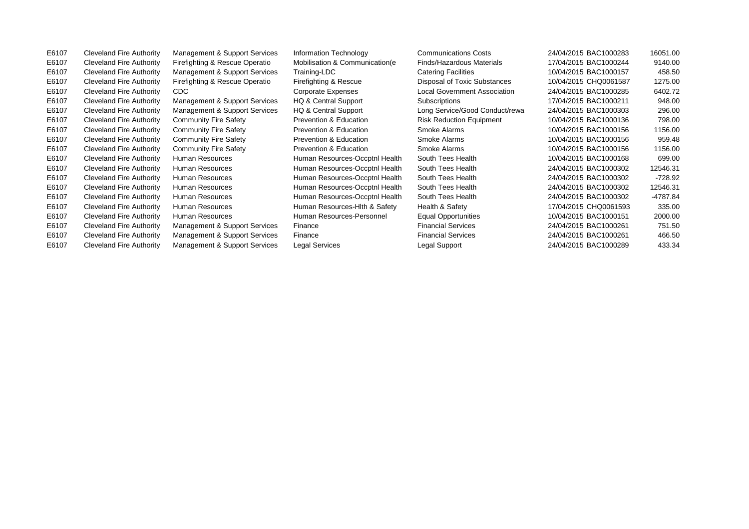| | | | | | | | |
|---|---|---|---|---|---|---|---|
| E6107 | Cleveland Fire Authority | Management & Support Services | Information Technology | Communications Costs | 24/04/2015 | BAC1000283 | 16051.00 |
| E6107 | Cleveland Fire Authority | Firefighting & Rescue Operatio | Mobilisation & Communication(e | Finds/Hazardous Materials | 17/04/2015 | BAC1000244 | 9140.00 |
| E6107 | Cleveland Fire Authority | Management & Support Services | Training-LDC | Catering Facilities | 10/04/2015 | BAC1000157 | 458.50 |
| E6107 | Cleveland Fire Authority | Firefighting & Rescue Operatio | Firefighting & Rescue | Disposal of Toxic Substances | 10/04/2015 | CHQ0061587 | 1275.00 |
| E6107 | Cleveland Fire Authority | CDC | Corporate Expenses | Local Government Association | 24/04/2015 | BAC1000285 | 6402.72 |
| E6107 | Cleveland Fire Authority | Management & Support Services | HQ & Central Support | Subscriptions | 17/04/2015 | BAC1000211 | 948.00 |
| E6107 | Cleveland Fire Authority | Management & Support Services | HQ & Central Support | Long Service/Good Conduct/rewa | 24/04/2015 | BAC1000303 | 296.00 |
| E6107 | Cleveland Fire Authority | Community Fire Safety | Prevention & Education | Risk Reduction Equipment | 10/04/2015 | BAC1000136 | 798.00 |
| E6107 | Cleveland Fire Authority | Community Fire Safety | Prevention & Education | Smoke Alarms | 10/04/2015 | BAC1000156 | 1156.00 |
| E6107 | Cleveland Fire Authority | Community Fire Safety | Prevention & Education | Smoke Alarms | 10/04/2015 | BAC1000156 | 959.48 |
| E6107 | Cleveland Fire Authority | Community Fire Safety | Prevention & Education | Smoke Alarms | 10/04/2015 | BAC1000156 | 1156.00 |
| E6107 | Cleveland Fire Authority | Human Resources | Human Resources-Occptnl Health | South Tees Health | 10/04/2015 | BAC1000168 | 699.00 |
| E6107 | Cleveland Fire Authority | Human Resources | Human Resources-Occptnl Health | South Tees Health | 24/04/2015 | BAC1000302 | 12546.31 |
| E6107 | Cleveland Fire Authority | Human Resources | Human Resources-Occptnl Health | South Tees Health | 24/04/2015 | BAC1000302 | -728.92 |
| E6107 | Cleveland Fire Authority | Human Resources | Human Resources-Occptnl Health | South Tees Health | 24/04/2015 | BAC1000302 | 12546.31 |
| E6107 | Cleveland Fire Authority | Human Resources | Human Resources-Occptnl Health | South Tees Health | 24/04/2015 | BAC1000302 | -4787.84 |
| E6107 | Cleveland Fire Authority | Human Resources | Human Resources-Hlth & Safety | Health & Safety | 17/04/2015 | CHQ0061593 | 335.00 |
| E6107 | Cleveland Fire Authority | Human Resources | Human Resources-Personnel | Equal Opportunities | 10/04/2015 | BAC1000151 | 2000.00 |
| E6107 | Cleveland Fire Authority | Management & Support Services | Finance | Financial Services | 24/04/2015 | BAC1000261 | 751.50 |
| E6107 | Cleveland Fire Authority | Management & Support Services | Finance | Financial Services | 24/04/2015 | BAC1000261 | 466.50 |
| E6107 | Cleveland Fire Authority | Management & Support Services | Legal Services | Legal Support | 24/04/2015 | BAC1000289 | 433.34 |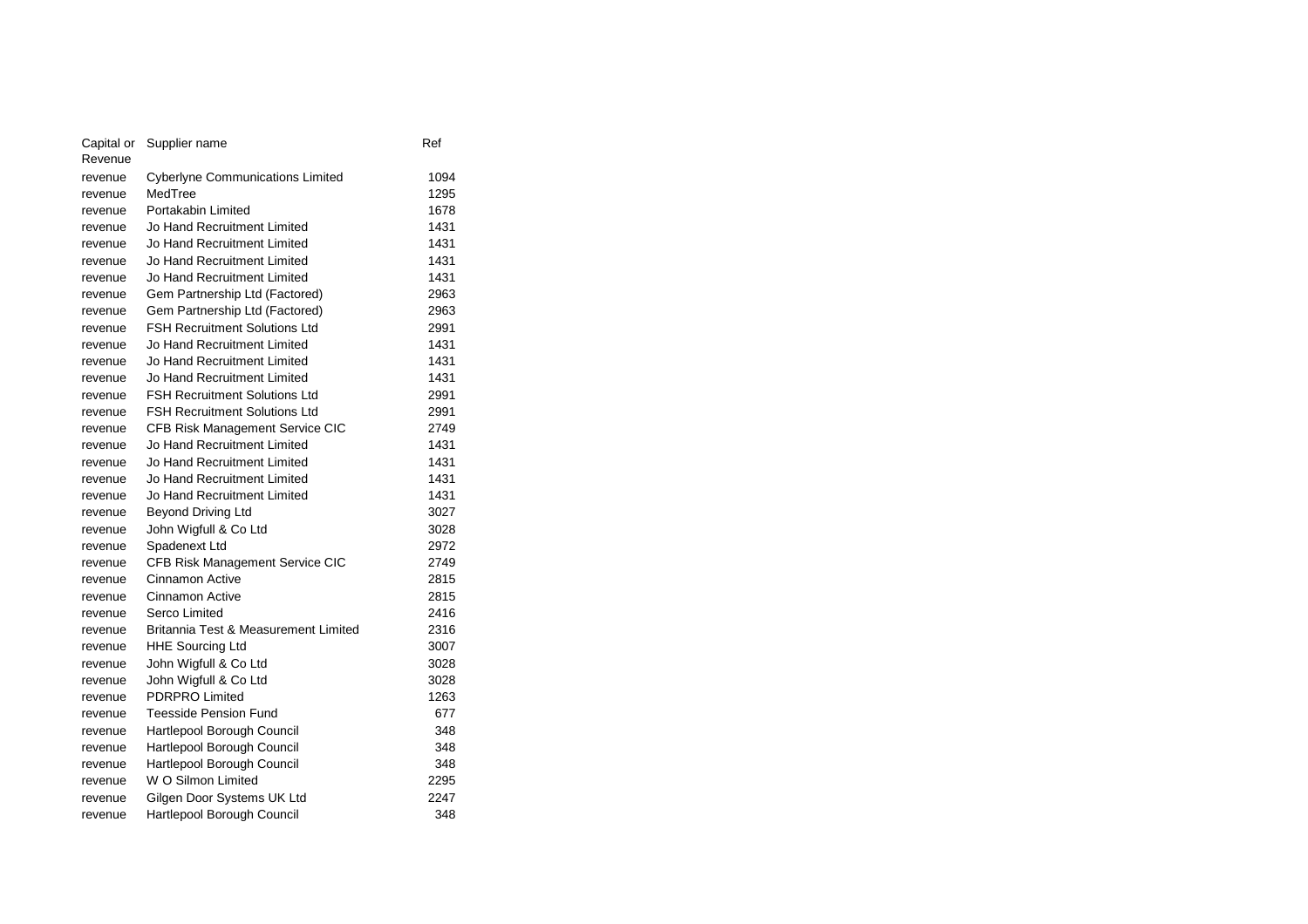| Capital or Revenue | Supplier name | Ref |
|---|---|---|
| revenue | Cyberlyne Communications Limited | 1094 |
| revenue | MedTree | 1295 |
| revenue | Portakabin Limited | 1678 |
| revenue | Jo Hand Recruitment Limited | 1431 |
| revenue | Jo Hand Recruitment Limited | 1431 |
| revenue | Jo Hand Recruitment Limited | 1431 |
| revenue | Jo Hand Recruitment Limited | 1431 |
| revenue | Gem Partnership Ltd (Factored) | 2963 |
| revenue | Gem Partnership Ltd (Factored) | 2963 |
| revenue | FSH Recruitment Solutions Ltd | 2991 |
| revenue | Jo Hand Recruitment Limited | 1431 |
| revenue | Jo Hand Recruitment Limited | 1431 |
| revenue | Jo Hand Recruitment Limited | 1431 |
| revenue | FSH Recruitment Solutions Ltd | 2991 |
| revenue | FSH Recruitment Solutions Ltd | 2991 |
| revenue | CFB Risk Management Service CIC | 2749 |
| revenue | Jo Hand Recruitment Limited | 1431 |
| revenue | Jo Hand Recruitment Limited | 1431 |
| revenue | Jo Hand Recruitment Limited | 1431 |
| revenue | Jo Hand Recruitment Limited | 1431 |
| revenue | Beyond Driving Ltd | 3027 |
| revenue | John Wigfull & Co Ltd | 3028 |
| revenue | Spadenext Ltd | 2972 |
| revenue | CFB Risk Management Service CIC | 2749 |
| revenue | Cinnamon Active | 2815 |
| revenue | Cinnamon Active | 2815 |
| revenue | Serco Limited | 2416 |
| revenue | Britannia Test & Measurement Limited | 2316 |
| revenue | HHE Sourcing Ltd | 3007 |
| revenue | John Wigfull & Co Ltd | 3028 |
| revenue | John Wigfull & Co Ltd | 3028 |
| revenue | PDRPRO Limited | 1263 |
| revenue | Teesside Pension Fund | 677 |
| revenue | Hartlepool Borough Council | 348 |
| revenue | Hartlepool Borough Council | 348 |
| revenue | Hartlepool Borough Council | 348 |
| revenue | W O Silmon Limited | 2295 |
| revenue | Gilgen Door Systems UK Ltd | 2247 |
| revenue | Hartlepool Borough Council | 348 |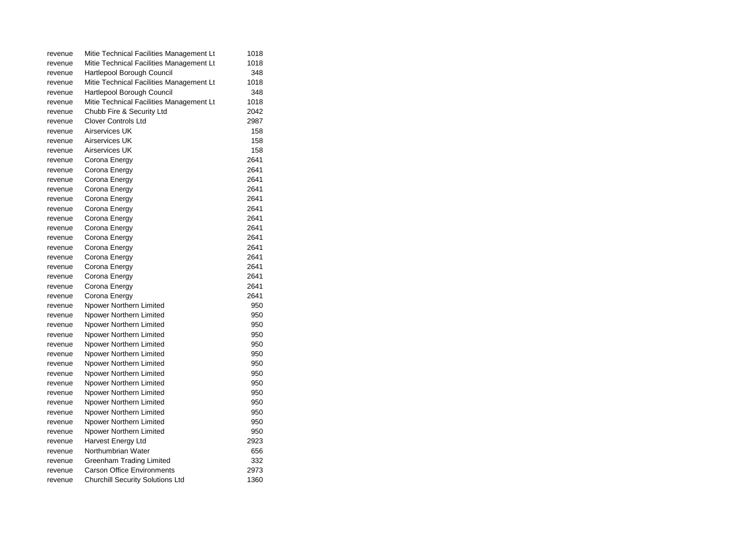| | | |
|---|---|---|
| revenue | Mitie Technical Facilities Management Lt | 1018 |
| revenue | Mitie Technical Facilities Management Lt | 1018 |
| revenue | Hartlepool Borough Council | 348 |
| revenue | Mitie Technical Facilities Management Lt | 1018 |
| revenue | Hartlepool Borough Council | 348 |
| revenue | Mitie Technical Facilities Management Lt | 1018 |
| revenue | Chubb Fire & Security Ltd | 2042 |
| revenue | Clover Controls Ltd | 2987 |
| revenue | Airservices UK | 158 |
| revenue | Airservices UK | 158 |
| revenue | Airservices UK | 158 |
| revenue | Corona Energy | 2641 |
| revenue | Corona Energy | 2641 |
| revenue | Corona Energy | 2641 |
| revenue | Corona Energy | 2641 |
| revenue | Corona Energy | 2641 |
| revenue | Corona Energy | 2641 |
| revenue | Corona Energy | 2641 |
| revenue | Corona Energy | 2641 |
| revenue | Corona Energy | 2641 |
| revenue | Corona Energy | 2641 |
| revenue | Corona Energy | 2641 |
| revenue | Corona Energy | 2641 |
| revenue | Corona Energy | 2641 |
| revenue | Corona Energy | 2641 |
| revenue | Corona Energy | 2641 |
| revenue | Npower Northern Limited | 950 |
| revenue | Npower Northern Limited | 950 |
| revenue | Npower Northern Limited | 950 |
| revenue | Npower Northern Limited | 950 |
| revenue | Npower Northern Limited | 950 |
| revenue | Npower Northern Limited | 950 |
| revenue | Npower Northern Limited | 950 |
| revenue | Npower Northern Limited | 950 |
| revenue | Npower Northern Limited | 950 |
| revenue | Npower Northern Limited | 950 |
| revenue | Npower Northern Limited | 950 |
| revenue | Npower Northern Limited | 950 |
| revenue | Npower Northern Limited | 950 |
| revenue | Npower Northern Limited | 950 |
| revenue | Harvest Energy Ltd | 2923 |
| revenue | Northumbrian Water | 656 |
| revenue | Greenham Trading Limited | 332 |
| revenue | Carson Office Environments | 2973 |
| revenue | Churchill Security Solutions Ltd | 1360 |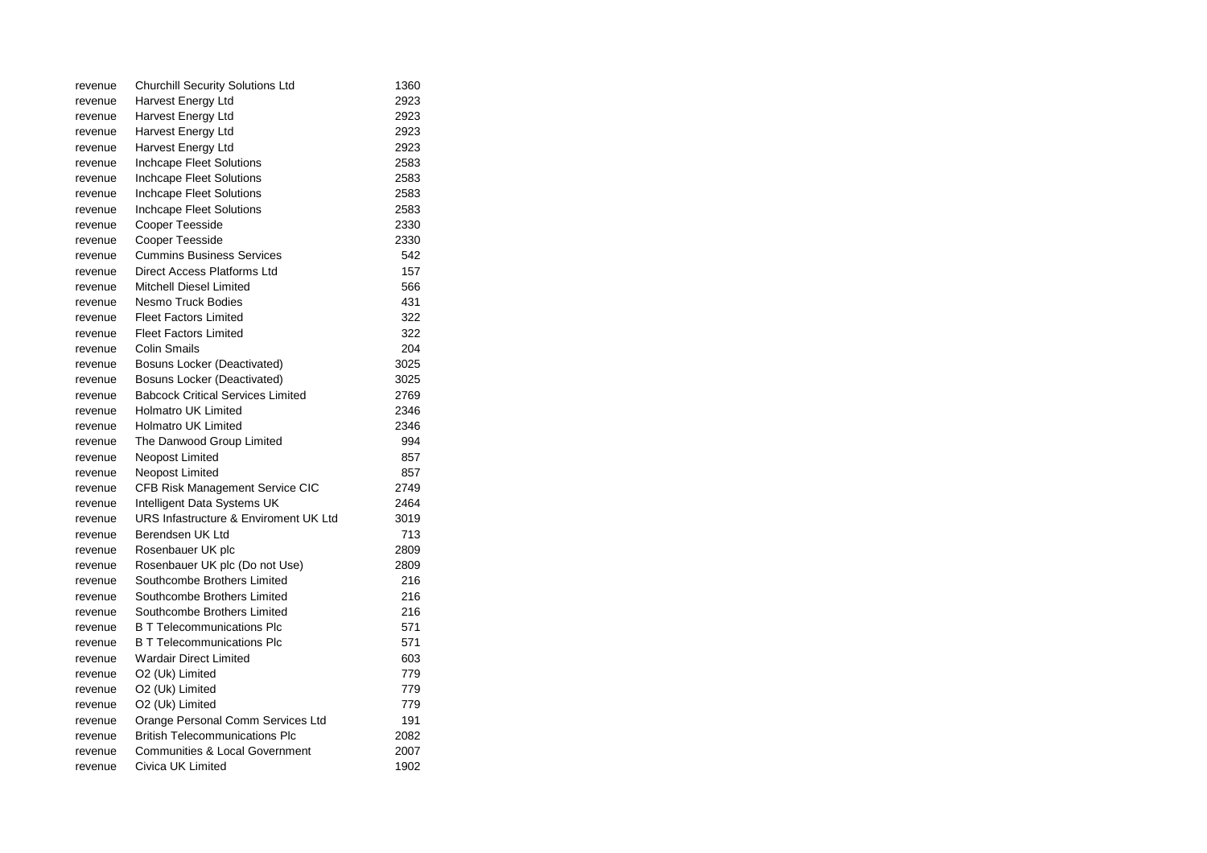| | | |
|---|---|---|
| revenue | Churchill Security Solutions Ltd | 1360 |
| revenue | Harvest Energy Ltd | 2923 |
| revenue | Harvest Energy Ltd | 2923 |
| revenue | Harvest Energy Ltd | 2923 |
| revenue | Harvest Energy Ltd | 2923 |
| revenue | Inchcape Fleet Solutions | 2583 |
| revenue | Inchcape Fleet Solutions | 2583 |
| revenue | Inchcape Fleet Solutions | 2583 |
| revenue | Inchcape Fleet Solutions | 2583 |
| revenue | Cooper Teesside | 2330 |
| revenue | Cooper Teesside | 2330 |
| revenue | Cummins Business Services | 542 |
| revenue | Direct Access Platforms Ltd | 157 |
| revenue | Mitchell Diesel Limited | 566 |
| revenue | Nesmo Truck Bodies | 431 |
| revenue | Fleet Factors Limited | 322 |
| revenue | Fleet Factors Limited | 322 |
| revenue | Colin Smails | 204 |
| revenue | Bosuns Locker (Deactivated) | 3025 |
| revenue | Bosuns Locker (Deactivated) | 3025 |
| revenue | Babcock Critical Services Limited | 2769 |
| revenue | Holmatro UK Limited | 2346 |
| revenue | Holmatro UK Limited | 2346 |
| revenue | The Danwood Group Limited | 994 |
| revenue | Neopost Limited | 857 |
| revenue | Neopost Limited | 857 |
| revenue | CFB Risk Management Service CIC | 2749 |
| revenue | Intelligent Data Systems UK | 2464 |
| revenue | URS Infastructure & Enviroment UK Ltd | 3019 |
| revenue | Berendsen UK Ltd | 713 |
| revenue | Rosenbauer UK plc | 2809 |
| revenue | Rosenbauer UK plc (Do not Use) | 2809 |
| revenue | Southcombe Brothers Limited | 216 |
| revenue | Southcombe Brothers Limited | 216 |
| revenue | Southcombe Brothers Limited | 216 |
| revenue | B T Telecommunications Plc | 571 |
| revenue | B T Telecommunications Plc | 571 |
| revenue | Wardair Direct Limited | 603 |
| revenue | O2 (Uk) Limited | 779 |
| revenue | O2 (Uk) Limited | 779 |
| revenue | O2 (Uk) Limited | 779 |
| revenue | Orange Personal Comm Services Ltd | 191 |
| revenue | British Telecommunications Plc | 2082 |
| revenue | Communities & Local Government | 2007 |
| revenue | Civica UK Limited | 1902 |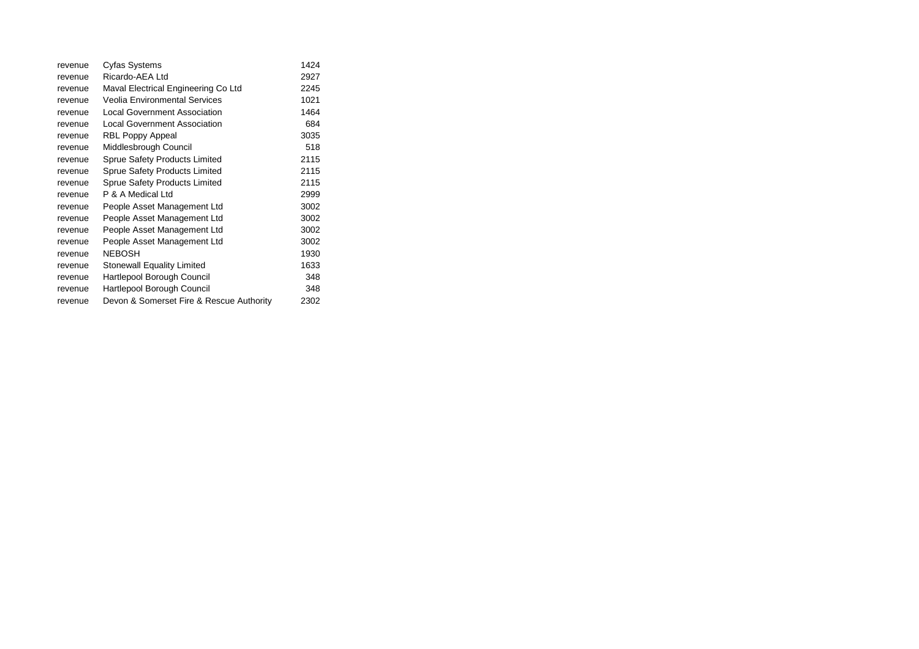| | | |
|---|---|---|
| revenue | Cyfas Systems | 1424 |
| revenue | Ricardo-AEA Ltd | 2927 |
| revenue | Maval Electrical Engineering Co Ltd | 2245 |
| revenue | Veolia Environmental Services | 1021 |
| revenue | Local Government Association | 1464 |
| revenue | Local Government Association | 684 |
| revenue | RBL Poppy Appeal | 3035 |
| revenue | Middlesbrough Council | 518 |
| revenue | Sprue Safety Products Limited | 2115 |
| revenue | Sprue Safety Products Limited | 2115 |
| revenue | Sprue Safety Products Limited | 2115 |
| revenue | P & A Medical Ltd | 2999 |
| revenue | People Asset Management Ltd | 3002 |
| revenue | People Asset Management Ltd | 3002 |
| revenue | People Asset Management Ltd | 3002 |
| revenue | People Asset Management Ltd | 3002 |
| revenue | NEBOSH | 1930 |
| revenue | Stonewall Equality Limited | 1633 |
| revenue | Hartlepool Borough Council | 348 |
| revenue | Hartlepool Borough Council | 348 |
| revenue | Devon & Somerset Fire & Rescue Authority | 2302 |